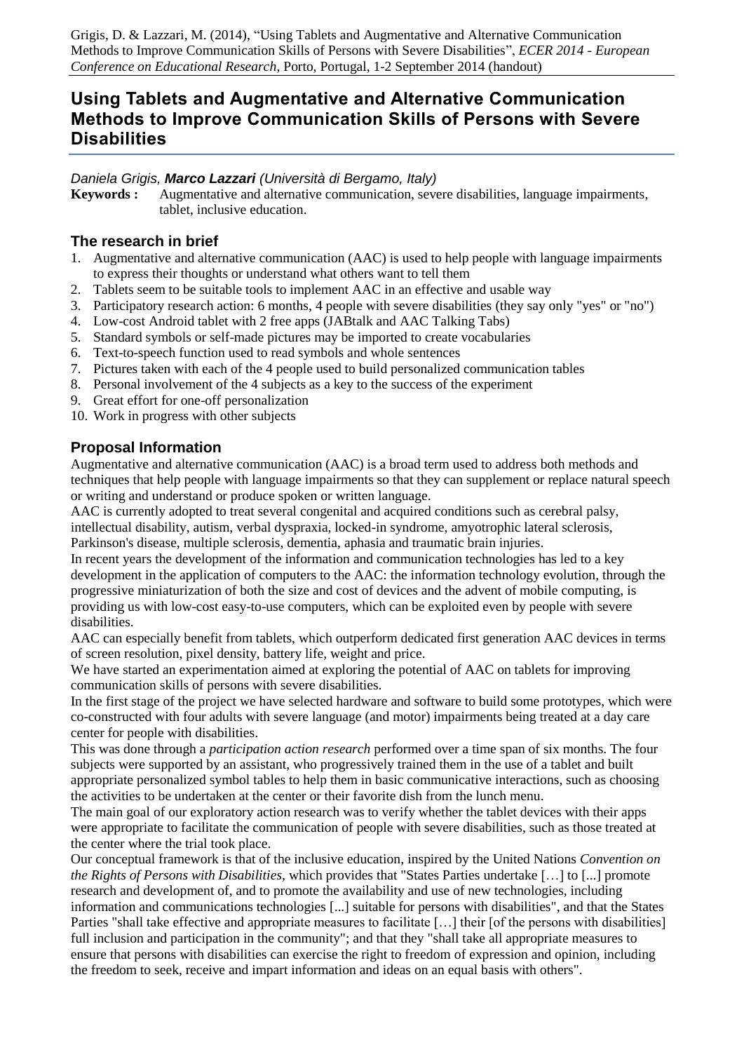Grigis, D. & Lazzari, M. (2014), "Using Tablets and Augmentative and Alternative Communication Methods to Improve Communication Skills of Persons with Severe Disabilities", *ECER 2014 - European Conference on Educational Research*, Porto, Portugal, 1-2 September 2014 (handout)

# Using Tablets and Augmentative and Alternative Communication Methods to Improve Communication Skills of Persons with Severe Disabilities

*Daniela Grigis,* ***Marco Lazzari*** *(Università di Bergamo, Italy)*

**Keywords :** Augmentative and alternative communication, severe disabilities, language impairments, tablet, inclusive education.

## The research in brief

1. Augmentative and alternative communication (AAC) is used to help people with language impairments to express their thoughts or understand what others want to tell them
2. Tablets seem to be suitable tools to implement AAC in an effective and usable way
3. Participatory research action: 6 months, 4 people with severe disabilities (they say only "yes" or "no")
4. Low-cost Android tablet with 2 free apps (JABtalk and AAC Talking Tabs)
5. Standard symbols or self-made pictures may be imported to create vocabularies
6. Text-to-speech function used to read symbols and whole sentences
7. Pictures taken with each of the 4 people used to build personalized communication tables
8. Personal involvement of the 4 subjects as a key to the success of the experiment
9. Great effort for one-off personalization
10. Work in progress with other subjects

## Proposal Information

Augmentative and alternative communication (AAC) is a broad term used to address both methods and techniques that help people with language impairments so that they can supplement or replace natural speech or writing and understand or produce spoken or written language.

AAC is currently adopted to treat several congenital and acquired conditions such as cerebral palsy, intellectual disability, autism, verbal dyspraxia, locked-in syndrome, amyotrophic lateral sclerosis, Parkinson's disease, multiple sclerosis, dementia, aphasia and traumatic brain injuries.

In recent years the development of the information and communication technologies has led to a key development in the application of computers to the AAC: the information technology evolution, through the progressive miniaturization of both the size and cost of devices and the advent of mobile computing, is providing us with low-cost easy-to-use computers, which can be exploited even by people with severe disabilities.

AAC can especially benefit from tablets, which outperform dedicated first generation AAC devices in terms of screen resolution, pixel density, battery life, weight and price.

We have started an experimentation aimed at exploring the potential of AAC on tablets for improving communication skills of persons with severe disabilities.

In the first stage of the project we have selected hardware and software to build some prototypes, which were co-constructed with four adults with severe language (and motor) impairments being treated at a day care center for people with disabilities.

This was done through a *participation action research* performed over a time span of six months. The four subjects were supported by an assistant, who progressively trained them in the use of a tablet and built appropriate personalized symbol tables to help them in basic communicative interactions, such as choosing the activities to be undertaken at the center or their favorite dish from the lunch menu.

The main goal of our exploratory action research was to verify whether the tablet devices with their apps were appropriate to facilitate the communication of people with severe disabilities, such as those treated at the center where the trial took place.

Our conceptual framework is that of the inclusive education, inspired by the United Nations *Convention on the Rights of Persons with Disabilities*, which provides that "States Parties undertake […] to [...] promote research and development of, and to promote the availability and use of new technologies, including information and communications technologies [...] suitable for persons with disabilities", and that the States Parties "shall take effective and appropriate measures to facilitate […] their [of the persons with disabilities] full inclusion and participation in the community"; and that they "shall take all appropriate measures to ensure that persons with disabilities can exercise the right to freedom of expression and opinion, including the freedom to seek, receive and impart information and ideas on an equal basis with others".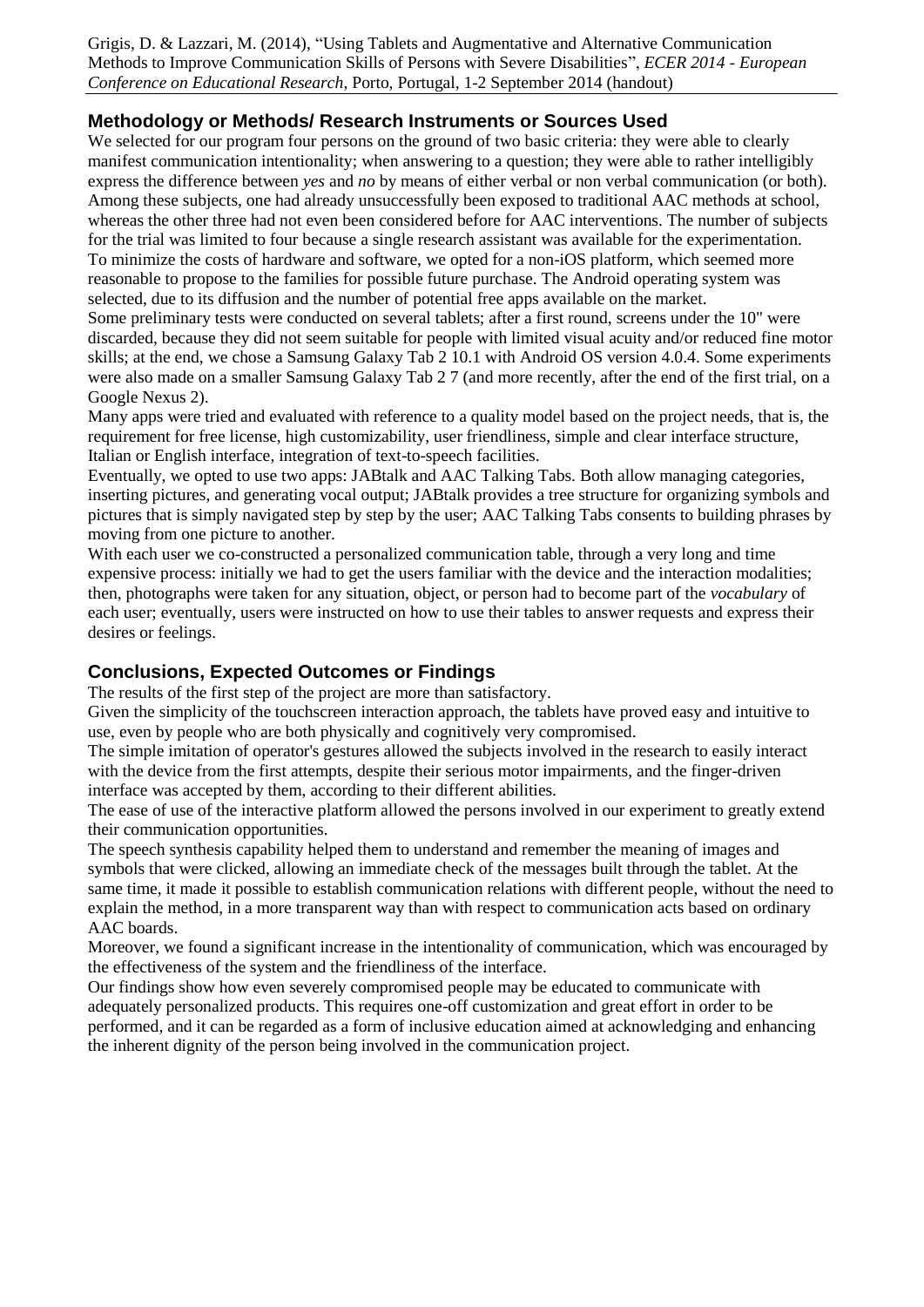## Methodology or Methods/ Research Instruments or Sources Used

We selected for our program four persons on the ground of two basic criteria: they were able to clearly manifest communication intentionality; when answering to a question; they were able to rather intelligibly express the difference between *yes* and *no* by means of either verbal or non verbal communication (or both). Among these subjects, one had already unsuccessfully been exposed to traditional AAC methods at school, whereas the other three had not even been considered before for AAC interventions. The number of subjects for the trial was limited to four because a single research assistant was available for the experimentation. To minimize the costs of hardware and software, we opted for a non-iOS platform, which seemed more reasonable to propose to the families for possible future purchase. The Android operating system was selected, due to its diffusion and the number of potential free apps available on the market.

Some preliminary tests were conducted on several tablets; after a first round, screens under the 10" were discarded, because they did not seem suitable for people with limited visual acuity and/or reduced fine motor skills; at the end, we chose a Samsung Galaxy Tab 2 10.1 with Android OS version 4.0.4. Some experiments were also made on a smaller Samsung Galaxy Tab 2 7 (and more recently, after the end of the first trial, on a Google Nexus 2).

Many apps were tried and evaluated with reference to a quality model based on the project needs, that is, the requirement for free license, high customizability, user friendliness, simple and clear interface structure, Italian or English interface, integration of text-to-speech facilities.

Eventually, we opted to use two apps: JABtalk and AAC Talking Tabs. Both allow managing categories, inserting pictures, and generating vocal output; JABtalk provides a tree structure for organizing symbols and pictures that is simply navigated step by step by the user; AAC Talking Tabs consents to building phrases by moving from one picture to another.

With each user we co-constructed a personalized communication table, through a very long and time expensive process: initially we had to get the users familiar with the device and the interaction modalities; then, photographs were taken for any situation, object, or person had to become part of the *vocabulary* of each user; eventually, users were instructed on how to use their tables to answer requests and express their desires or feelings.

## Conclusions, Expected Outcomes or Findings

The results of the first step of the project are more than satisfactory.

Given the simplicity of the touchscreen interaction approach, the tablets have proved easy and intuitive to use, even by people who are both physically and cognitively very compromised.

The simple imitation of operator's gestures allowed the subjects involved in the research to easily interact with the device from the first attempts, despite their serious motor impairments, and the finger-driven interface was accepted by them, according to their different abilities.

The ease of use of the interactive platform allowed the persons involved in our experiment to greatly extend their communication opportunities.

The speech synthesis capability helped them to understand and remember the meaning of images and symbols that were clicked, allowing an immediate check of the messages built through the tablet. At the same time, it made it possible to establish communication relations with different people, without the need to explain the method, in a more transparent way than with respect to communication acts based on ordinary AAC boards.

Moreover, we found a significant increase in the intentionality of communication, which was encouraged by the effectiveness of the system and the friendliness of the interface.

Our findings show how even severely compromised people may be educated to communicate with adequately personalized products. This requires one-off customization and great effort in order to be performed, and it can be regarded as a form of inclusive education aimed at acknowledging and enhancing the inherent dignity of the person being involved in the communication project.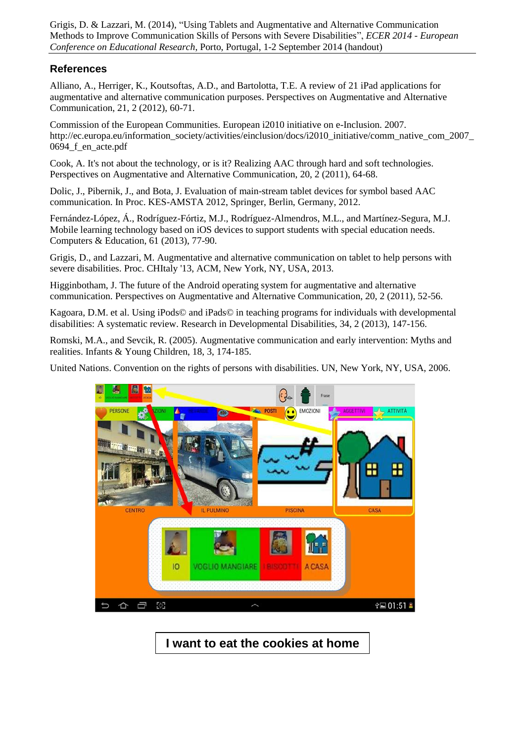## References

Alliano, A., Herriger, K., Koutsoftas, A.D., and Bartolotta, T.E. A review of 21 iPad applications for augmentative and alternative communication purposes. Perspectives on Augmentative and Alternative Communication, 21, 2 (2012), 60-71.

Commission of the European Communities. European i2010 initiative on e-Inclusion. 2007. http://ec.europa.eu/information_society/activities/einclusion/docs/i2010_initiative/comm_native_com_2007_0694_f_en_acte.pdf

Cook, A. It's not about the technology, or is it? Realizing AAC through hard and soft technologies. Perspectives on Augmentative and Alternative Communication, 20, 2 (2011), 64-68.

Dolic, J., Pibernik, J., and Bota, J. Evaluation of main-stream tablet devices for symbol based AAC communication. In Proc. KES-AMSTA 2012, Springer, Berlin, Germany, 2012.

Fernández-López, Á., Rodríguez-Fórtiz, M.J., Rodríguez-Almendros, M.L., and Martínez-Segura, M.J. Mobile learning technology based on iOS devices to support students with special education needs. Computers & Education, 61 (2013), 77-90.

Grigis, D., and Lazzari, M. Augmentative and alternative communication on tablet to help persons with severe disabilities. Proc. CHItaly '13, ACM, New York, NY, USA, 2013.

Higginbotham, J. The future of the Android operating system for augmentative and alternative communication. Perspectives on Augmentative and Alternative Communication, 20, 2 (2011), 52-56.

Kagoara, D.M. et al. Using iPods© and iPads© in teaching programs for individuals with developmental disabilities: A systematic review. Research in Developmental Disabilities, 34, 2 (2013), 147-156.

Romski, M.A., and Sevcik, R. (2005). Augmentative communication and early intervention: Myths and realities. Infants & Young Children, 18, 3, 174-185.

United Nations. Convention on the rights of persons with disabilities. UN, New York, NY, USA, 2006.

**I want to eat the cookies at home**